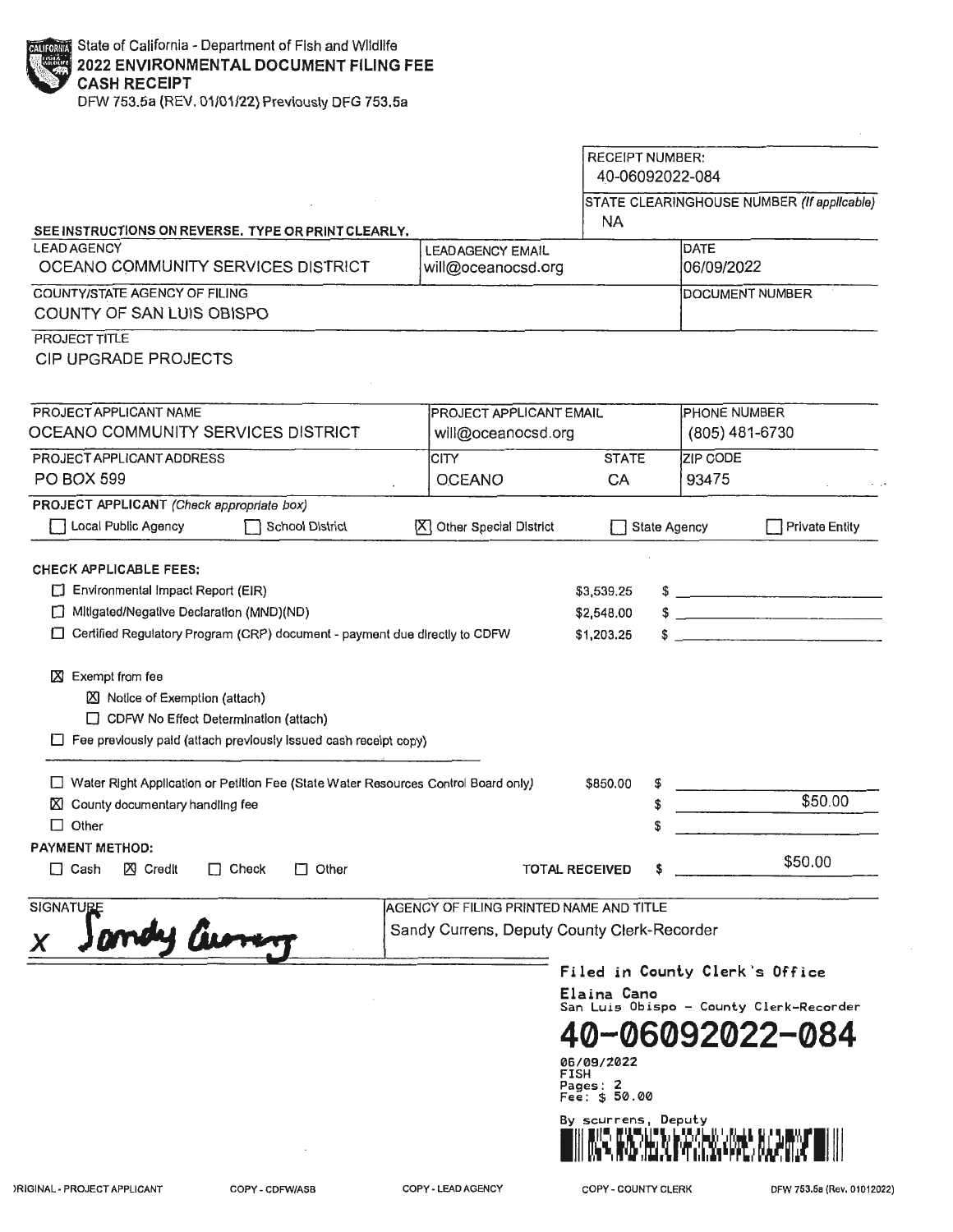State of California - Department of Fish and Wildlife

# 2022 ENVIRONMENTAL DOCUMENT FILING FEE CASH RECEIPT

DFW 753.5a (REV. 01/01/22) Previously DFG 753.5a

RECEIPT NUMBER: 40-06092022-084

STATE CLEARINGHOUSE NUMBER *(If applicable)*: NA

SEE INSTRUCTIONS ON REVERSE. TYPE OR PRINT CLEARLY.

| LEAD AGENCY | LEAD AGENCY EMAIL | DATE |
|---|---|---|
| OCEANO COMMUNITY SERVICES DISTRICT | will@oceanocsd.org | 06/09/2022 |

| COUNTY/STATE AGENCY OF FILING | DOCUMENT NUMBER |
|---|---|
| COUNTY OF SAN LUIS OBISPO | |

PROJECT TITLE

CIP UPGRADE PROJECTS

| PROJECT APPLICANT NAME | PROJECT APPLICANT EMAIL | | PHONE NUMBER |
|---|---|---|---|
| OCEANO COMMUNITY SERVICES DISTRICT | will@oceanocsd.org | | (805) 481-6730 |
| **PROJECT APPLICANT ADDRESS** | **CITY** | **STATE** | **ZIP CODE** |
| PO BOX 599 | OCEANO | CA | 93475 |

**PROJECT APPLICANT** *(Check appropriate box)*

☐ Local Public Agency ☐ School District ☒ Other Special District ☐ State Agency ☐ Private Entity

**CHECK APPLICABLE FEES:**

| | | |
|---|---|---|
| ☐ Environmental Impact Report (EIR) | $3,539.25 | $ |
| ☐ Mitigated/Negative Declaration (MND)(ND) | $2,548.00 | $ |
| ☐ Certified Regulatory Program (CRP) document - payment due directly to CDFW | $1,203.25 | $ |

☒ Exempt from fee

- ☒ Notice of Exemption (attach)
- ☐ CDFW No Effect Determination (attach)

☐ Fee previously paid (attach previously issued cash receipt copy)

| | | |
|---|---|---|
| ☐ Water Right Application or Petition Fee (State Water Resources Control Board only) | $850.00 | $ |
| ☒ County documentary handling fee | | $ $50.00 |
| ☐ Other | | $ |

**PAYMENT METHOD:**

☐ Cash ☒ Credit ☐ Check ☐ Other

TOTAL RECEIVED $ $50.00

| SIGNATURE | AGENCY OF FILING PRINTED NAME AND TITLE |
|---|---|
| X Sandy Currens | Sandy Currens, Deputy County Clerk-Recorder |

Filed in County Clerk's Office
Elaina Cano
San Luis Obispo - County Clerk-Recorder
**40-06092022-084**
06/09/2022
FISH
Pages: 2
Fee: $ 50.00
By scurrens, Deputy

ORIGINAL - PROJECT APPLICANT | COPY - CDFW/ASB | COPY - LEAD AGENCY | COPY - COUNTY CLERK | DFW 753.5a (Rev. 01012022)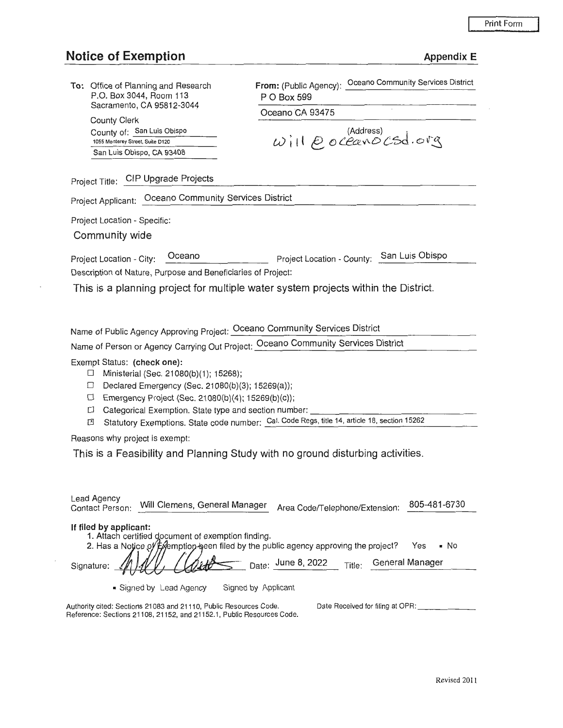Print Form

## Notice of Exempti​on

**Appendix E**

**To:** Office of Planning and Research
P.O. Box 3044, Room 113
Sacramento, CA 95812-3044

County Clerk
County of: San Luis Obispo
1055 Monterey Street, Suite D120
San Luis Obispo, CA 93408

**From:** (Public Agency): Oceano Community Services District
P O Box 599
Oceano CA 93475
(Address)
will@oceanocsd.org

Project Title: CIP Upgrade Projects

Project Applicant: Oceano Community Services District

Project Location - Specific:

Community wide

Project Location - City: Oceano Project Location - County: San Luis Obispo

Description of Nature, Purpose and Beneficiaries of Project:

This is a planning project for multiple water system projects within the District.

Name of Public Agency Approving Project: Oceano Community Services District

Name of Person or Agency Carrying Out Project: Oceano Community Services District

Exempt Status: **(check one):**

- ☐ Ministerial (Sec. 21080(b)(1); 15268);
- ☐ Declared Emergency (Sec. 21080(b)(3); 15269(a));
- ☐ Emergency Project (Sec. 21080(b)(4); 15269(b)(c));
- ☐ Categorical Exemption. State type and section number: \_\_\_\_\_\_\_\_
- ☒ Statutory Exemptions. State code number: Cal. Code Regs, title 14, article 18, section 15262

Reasons why project is exempt:

This is a Feasibility and Planning Study with no ground disturbing activities.

Lead Agency Contact Person: Will Clemens, General Manager Area Code/Telephone/Extension: 805-481-6730

**If filed by applicant:**

1. Attach certified document of exemption finding.
2. Has a Notice of Exemption been filed by the public agency approving the project? Yes ▪ No

Signature: *Will Clemens* Date: June 8, 2022 Title: General Manager

▪ Signed by Lead Agency Signed by Applicant

Authority cited: Sections 21083 and 21110, Public Resources Code.
Reference: Sections 21108, 21152, and 21152.1, Public Resources Code.

Date Received for filing at OPR: \_\_\_\_\_\_\_\_

Revised 2011